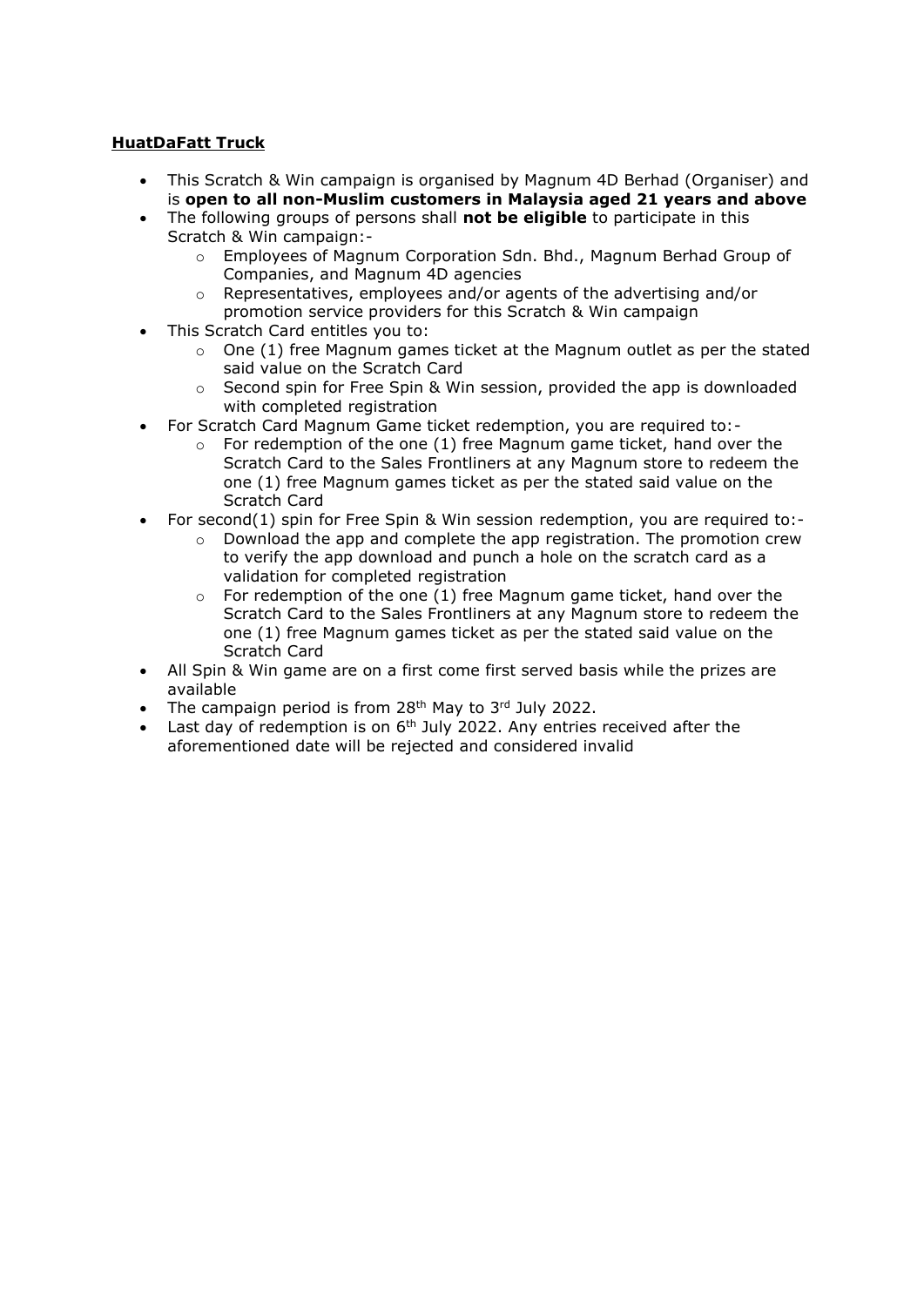**<u>HuatDaFatt Truck</u>**

- This Scratch & Win campaign is organised by Magnum 4D Berhad (Organiser) and is **open to all non-Muslim customers in Malaysia aged 21 years and above**
- The following groups of persons shall **not be eligible** to participate in this Scratch & Win campaign:-
  - Employees of Magnum Corporation Sdn. Bhd., Magnum Berhad Group of Companies, and Magnum 4D agencies
  - Representatives, employees and/or agents of the advertising and/or promotion service providers for this Scratch & Win campaign
- This Scratch Card entitles you to:
  - One (1) free Magnum games ticket at the Magnum outlet as per the stated said value on the Scratch Card
  - Second spin for Free Spin & Win session, provided the app is downloaded with completed registration
- For Scratch Card Magnum Game ticket redemption, you are required to:-
  - For redemption of the one (1) free Magnum game ticket, hand over the Scratch Card to the Sales Frontliners at any Magnum store to redeem the one (1) free Magnum games ticket as per the stated said value on the Scratch Card
- For second(1) spin for Free Spin & Win session redemption, you are required to:-
  - Download the app and complete the app registration. The promotion crew to verify the app download and punch a hole on the scratch card as a validation for completed registration
  - For redemption of the one (1) free Magnum game ticket, hand over the Scratch Card to the Sales Frontliners at any Magnum store to redeem the one (1) free Magnum games ticket as per the stated said value on the Scratch Card
- All Spin & Win game are on a first come first served basis while the prizes are available
- The campaign period is from 28th May to 3rd July 2022.
- Last day of redemption is on 6th July 2022. Any entries received after the aforementioned date will be rejected and considered invalid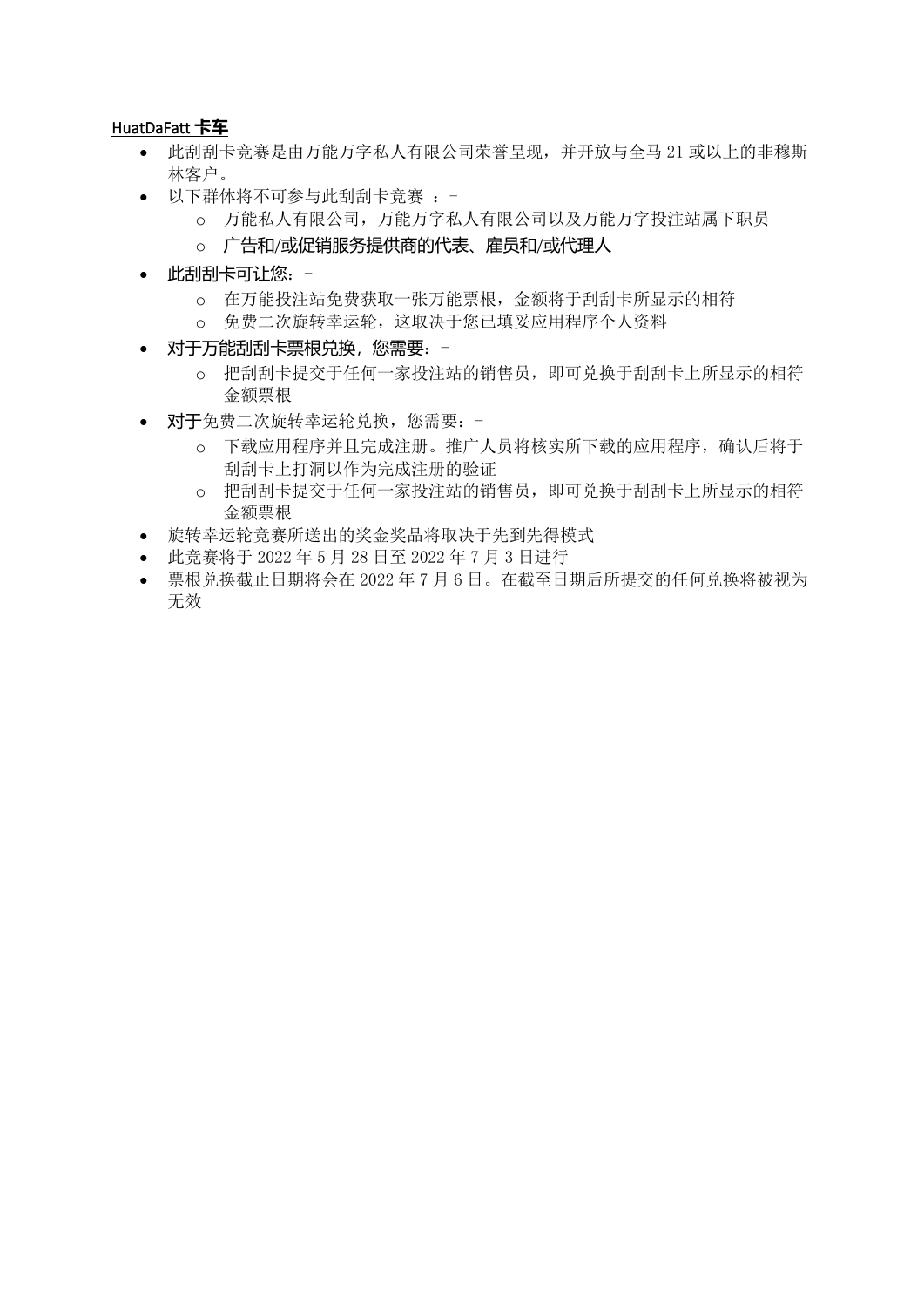**<u>HuatDaFatt 卡车</u>**

- 此刮刮卡竞赛是由万能万字私人有限公司荣誉呈现，并开放与全马 21 或以上的非穆斯林客户。
- 以下群体将不可参与此刮刮卡竞赛 ：-
  - 万能私人有限公司，万能万字私人有限公司以及万能万字投注站属下职员
  - 广告和/或促销服务提供商的代表、雇员和/或代理人
- 此刮刮卡可让您：-
  - 在万能投注站免费获取一张万能票根，金额将于刮刮卡所显示的相符
  - 免费二次旋转幸运轮，这取决于您已填妥应用程序个人资料
- 对于万能刮刮卡票根兑换，您需要：-
  - 把刮刮卡提交于任何一家投注站的销售员，即可兑换于刮刮卡上所显示的相符金额票根
- 对于免费二次旋转幸运轮兑换，您需要：-
  - 下载应用程序并且完成注册。推广人员将核实所下载的应用程序，确认后将于刮刮卡上打洞以作为完成注册的验证
  - 把刮刮卡提交于任何一家投注站的销售员，即可兑换于刮刮卡上所显示的相符金额票根
- 旋转幸运轮竞赛所送出的奖金奖品将取决于先到先得模式
- 此竞赛将于 2022 年 5 月 28 日至 2022 年 7 月 3 日进行
- 票根兑换截止日期将会在 2022 年 7 月 6 日。在截至日期后所提交的任何兑换将被视为无效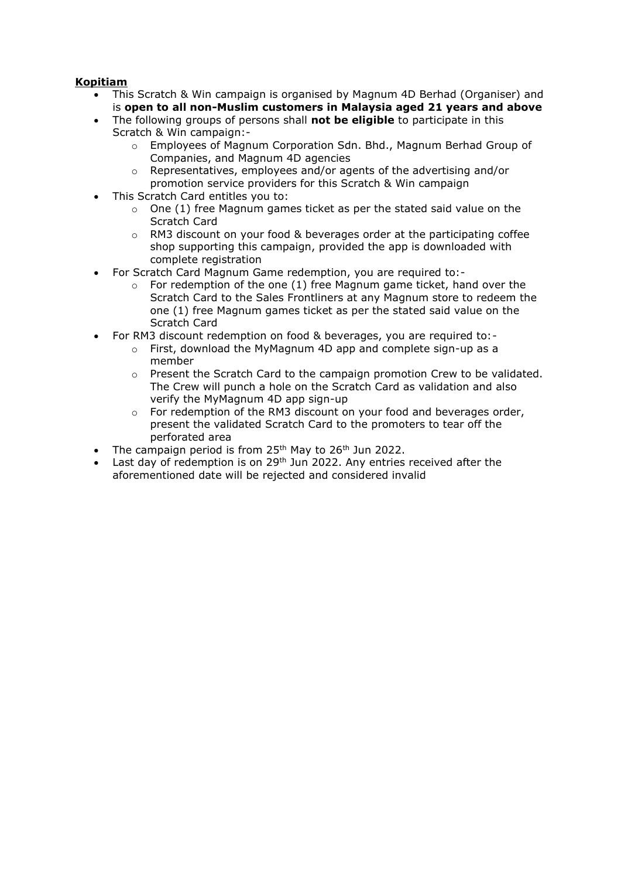**<u>Kopitiam</u>**

- This Scratch & Win campaign is organised by Magnum 4D Berhad (Organiser) and is **open to all non-Muslim customers in Malaysia aged 21 years and above**
- The following groups of persons shall **not be eligible** to participate in this Scratch & Win campaign:-
    - Employees of Magnum Corporation Sdn. Bhd., Magnum Berhad Group of Companies, and Magnum 4D agencies
    - Representatives, employees and/or agents of the advertising and/or promotion service providers for this Scratch & Win campaign
- This Scratch Card entitles you to:
    - One (1) free Magnum games ticket as per the stated said value on the Scratch Card
    - RM3 discount on your food & beverages order at the participating coffee shop supporting this campaign, provided the app is downloaded with complete registration
- For Scratch Card Magnum Game redemption, you are required to:-
    - For redemption of the one (1) free Magnum game ticket, hand over the Scratch Card to the Sales Frontliners at any Magnum store to redeem the one (1) free Magnum games ticket as per the stated said value on the Scratch Card
- For RM3 discount redemption on food & beverages, you are required to:-
    - First, download the MyMagnum 4D app and complete sign-up as a member
    - Present the Scratch Card to the campaign promotion Crew to be validated. The Crew will punch a hole on the Scratch Card as validation and also verify the MyMagnum 4D app sign-up
    - For redemption of the RM3 discount on your food and beverages order, present the validated Scratch Card to the promoters to tear off the perforated area
- The campaign period is from 25th May to 26th Jun 2022.
- Last day of redemption is on 29th Jun 2022. Any entries received after the aforementioned date will be rejected and considered invalid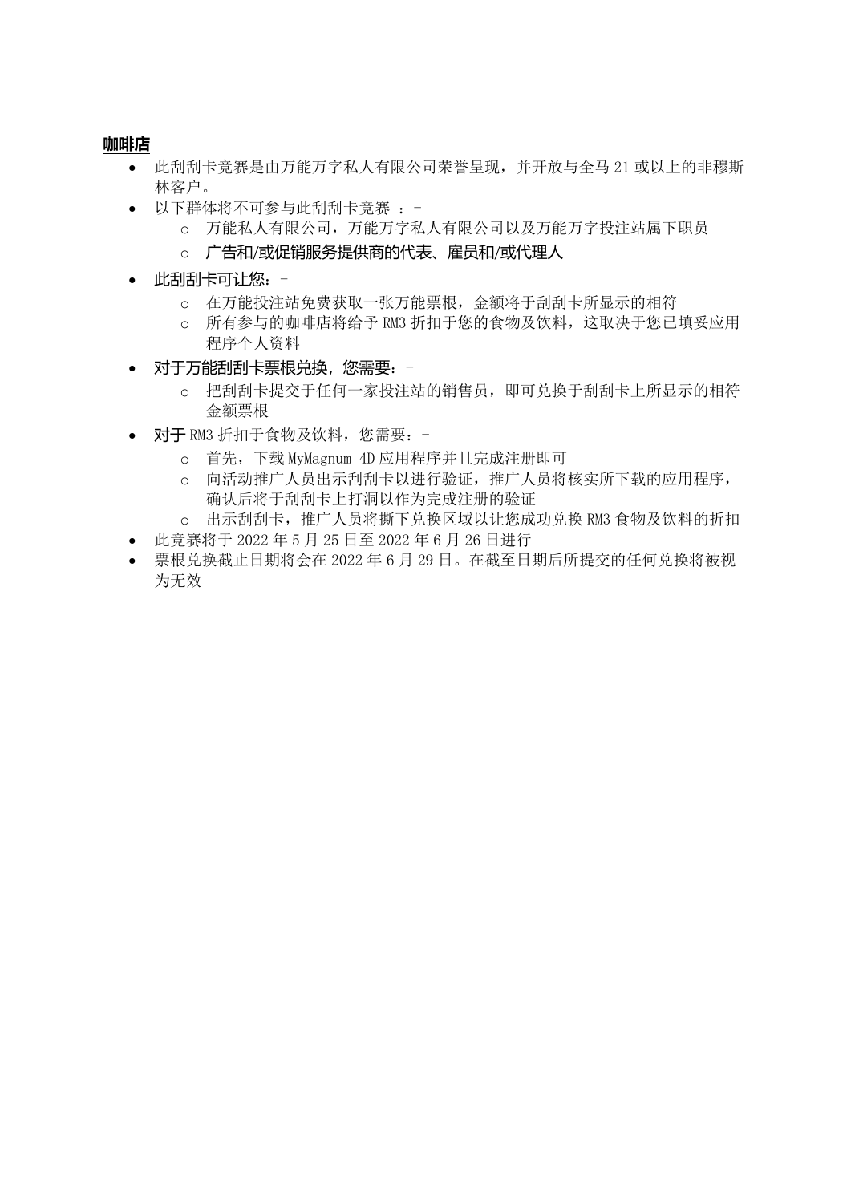**咖啡店**

- 此刮刮卡竞赛是由万能万字私人有限公司荣誉呈现，并开放与全马 21 或以上的非穆斯林客户。
- 以下群体将不可参与此刮刮卡竞赛 ：-
  - 万能私人有限公司，万能万字私人有限公司以及万能万字投注站属下职员
  - 广告和/或促销服务提供商的代表、雇员和/或代理人
- 此刮刮卡可让您：-
  - 在万能投注站免费获取一张万能票根，金额将于刮刮卡所显示的相符
  - 所有参与的咖啡店将给予 RM3 折扣于您的食物及饮料，这取决于您已填妥应用程序个人资料
- 对于万能刮刮卡票根兑换，您需要：-
  - 把刮刮卡提交于任何一家投注站的销售员，即可兑换于刮刮卡上所显示的相符金额票根
- 对于 RM3 折扣于食物及饮料，您需要：-
  - 首先，下载 MyMagnum 4D 应用程序并且完成注册即可
  - 向活动推广人员出示刮刮卡以进行验证，推广人员将核实所下载的应用程序，确认后将于刮刮卡上打洞以作为完成注册的验证
  - 出示刮刮卡，推广人员将撕下兑换区域以让您成功兑换 RM3 食物及饮料的折扣
- 此竞赛将于 2022 年 5 月 25 日至 2022 年 6 月 26 日进行
- 票根兑换截止日期将会在 2022 年 6 月 29 日。在截至日期后所提交的任何兑换将被视为无效